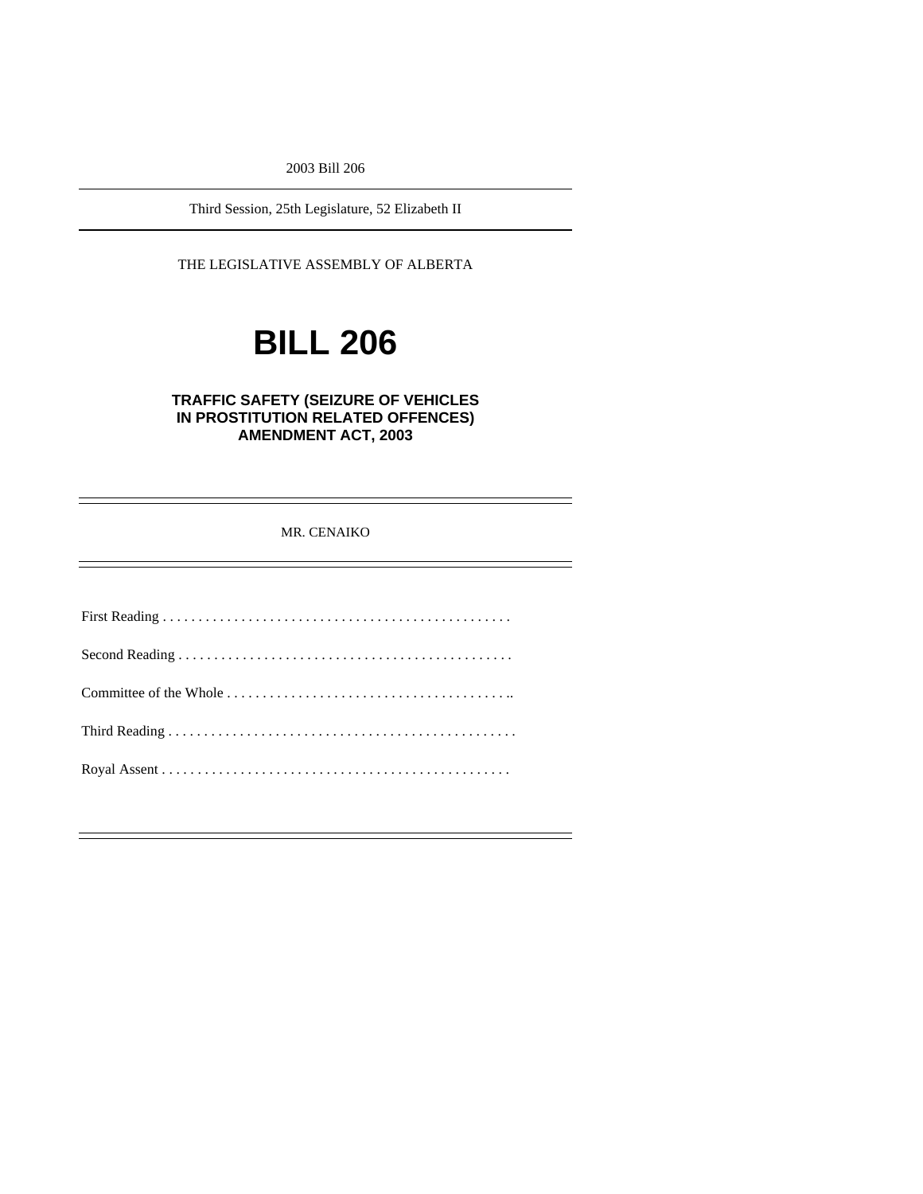2003 Bill 206

Third Session, 25th Legislature, 52 Elizabeth II

THE LEGISLATIVE ASSEMBLY OF ALBERTA

# BILL 206

## TRAFFIC SAFETY (SEIZURE OF VEHICLES IN PROSTITUTION RELATED OFFENCES) AMENDMENT ACT, 2003

MR. CENAIKO

First Reading . . . . . . . . . . . . . . . . . . . . . . . . . . . . . . . . . . . . . . . . . . . . . . . .

Second Reading . . . . . . . . . . . . . . . . . . . . . . . . . . . . . . . . . . . . . . . . . . . . . .

Committee of the Whole . . . . . . . . . . . . . . . . . . . . . . . . . . . . . . . . . . . . . . ..

Third Reading . . . . . . . . . . . . . . . . . . . . . . . . . . . . . . . . . . . . . . . . . . . . . . . .

Royal Assent . . . . . . . . . . . . . . . . . . . . . . . . . . . . . . . . . . . . . . . . . . . . . . . .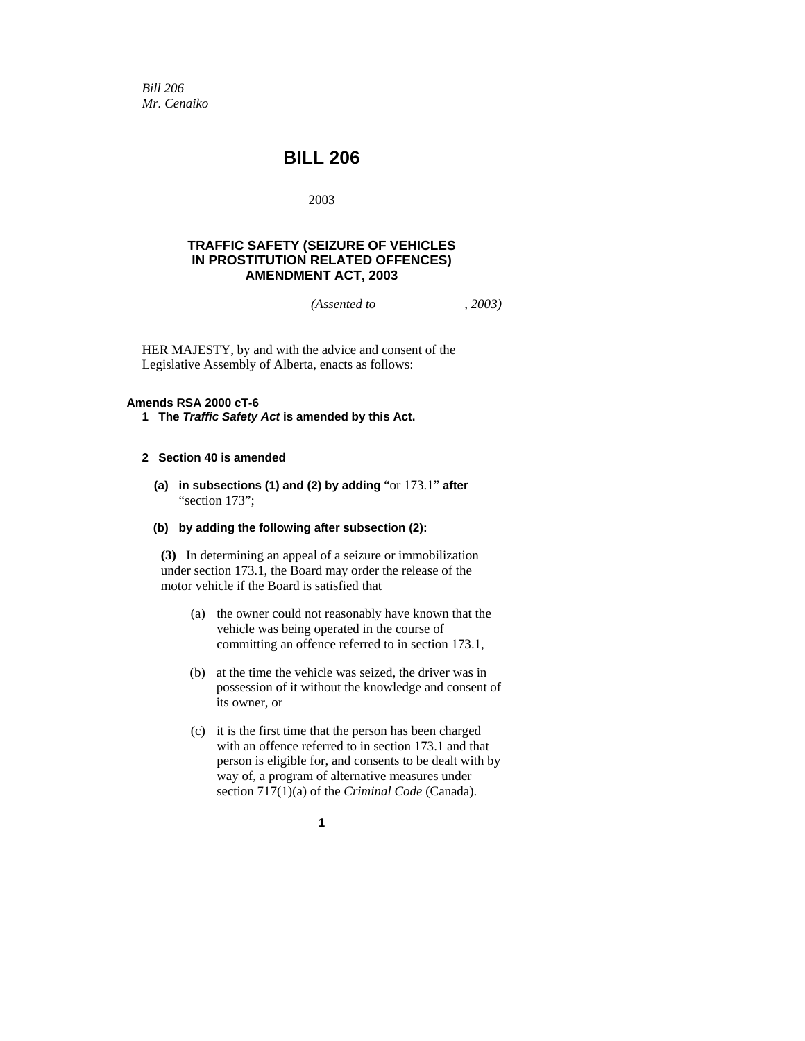*Bill 206*
*Mr. Cenaiko*

# BILL 206

2003

## TRAFFIC SAFETY (SEIZURE OF VEHICLES IN PROSTITUTION RELATED OFFENCES) AMENDMENT ACT, 2003

*(Assented to , 2003)*

HER MAJESTY, by and with the advice and consent of the Legislative Assembly of Alberta, enacts as follows:

**Amends RSA 2000 cT-6**

**1 The *Traffic Safety Act* is amended by this Act.**

**2 Section 40 is amended**

**(a) in subsections (1) and (2) by adding** "or 173.1" **after** "section 173";

**(b) by adding the following after subsection (2):**

**(3)** In determining an appeal of a seizure or immobilization under section 173.1, the Board may order the release of the motor vehicle if the Board is satisfied that

(a) the owner could not reasonably have known that the vehicle was being operated in the course of committing an offence referred to in section 173.1,

(b) at the time the vehicle was seized, the driver was in possession of it without the knowledge and consent of its owner, or

(c) it is the first time that the person has been charged with an offence referred to in section 173.1 and that person is eligible for, and consents to be dealt with by way of, a program of alternative measures under section 717(1)(a) of the *Criminal Code* (Canada).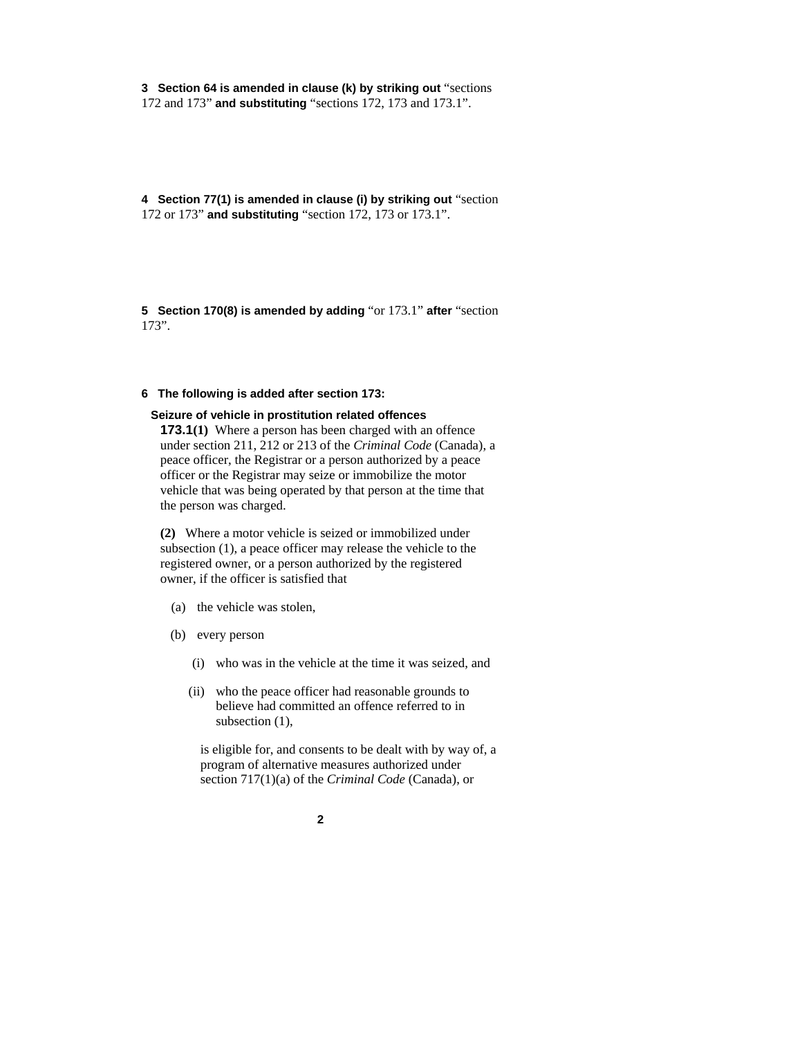**3 Section 64 is amended in clause (k) by striking out** "sections 172 and 173" **and substituting** "sections 172, 173 and 173.1".

**4 Section 77(1) is amended in clause (i) by striking out** "section 172 or 173" **and substituting** "section 172, 173 or 173.1".

**5 Section 170(8) is amended by adding** "or 173.1" **after** "section 173".

**6 The following is added after section 173:**

**Seizure of vehicle in prostitution related offences**

**173.1(1)** Where a person has been charged with an offence under section 211, 212 or 213 of the *Criminal Code* (Canada), a peace officer, the Registrar or a person authorized by a peace officer or the Registrar may seize or immobilize the motor vehicle that was being operated by that person at the time that the person was charged.

**(2)** Where a motor vehicle is seized or immobilized under subsection (1), a peace officer may release the vehicle to the registered owner, or a person authorized by the registered owner, if the officer is satisfied that

(a) the vehicle was stolen,

(b) every person

(i) who was in the vehicle at the time it was seized, and

(ii) who the peace officer had reasonable grounds to believe had committed an offence referred to in subsection (1),

is eligible for, and consents to be dealt with by way of, a program of alternative measures authorized under section 717(1)(a) of the *Criminal Code* (Canada), or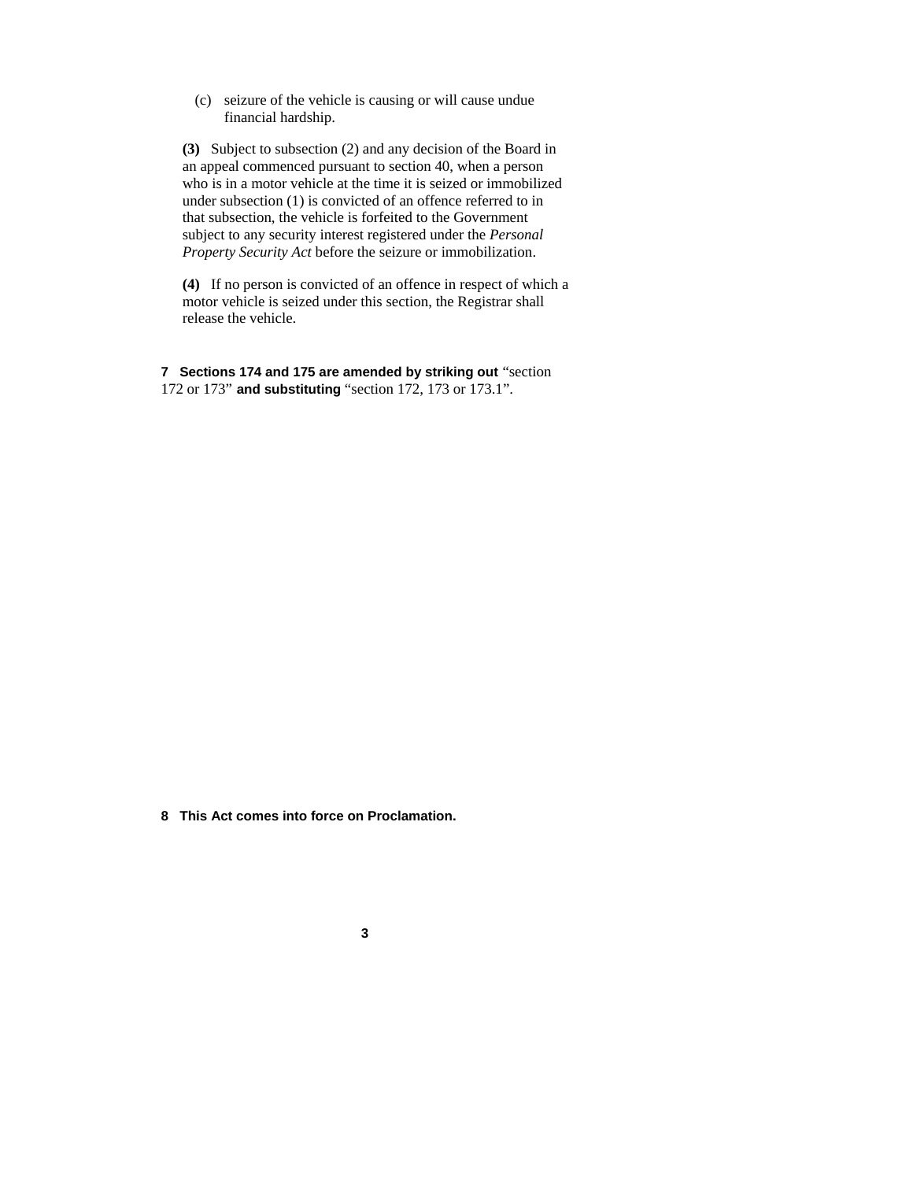(c) seizure of the vehicle is causing or will cause undue financial hardship.

**(3)** Subject to subsection (2) and any decision of the Board in an appeal commenced pursuant to section 40, when a person who is in a motor vehicle at the time it is seized or immobilized under subsection (1) is convicted of an offence referred to in that subsection, the vehicle is forfeited to the Government subject to any security interest registered under the *Personal Property Security Act* before the seizure or immobilization.

**(4)** If no person is convicted of an offence in respect of which a motor vehicle is seized under this section, the Registrar shall release the vehicle.

**7 Sections 174 and 175 are amended by striking out** “section 172 or 173” **and substituting** “section 172, 173 or 173.1”.

**8 This Act comes into force on Proclamation.**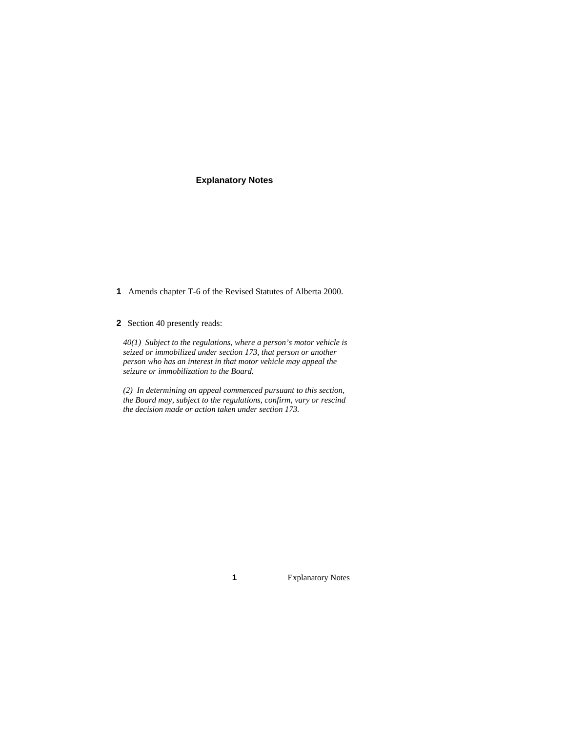## Explanatory Notes

**1** Amends chapter T-6 of the Revised Statutes of Alberta 2000.

**2** Section 40 presently reads:

*40(1) Subject to the regulations, where a person's motor vehicle is seized or immobilized under section 173, that person or another person who has an interest in that motor vehicle may appeal the seizure or immobilization to the Board.*

*(2) In determining an appeal commenced pursuant to this section, the Board may, subject to the regulations, confirm, vary or rescind the decision made or action taken under section 173.*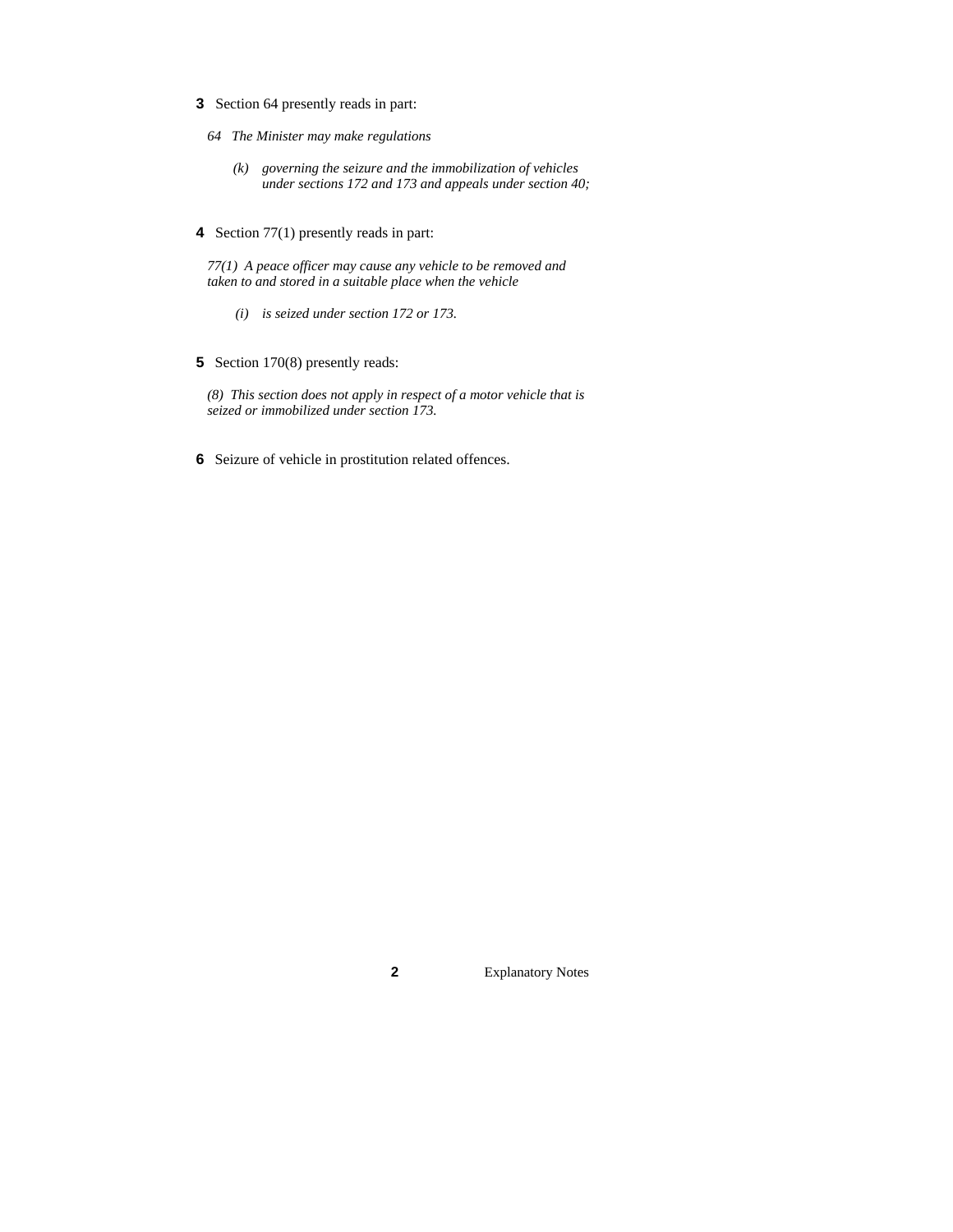**3** Section 64 presently reads in part:

*64 The Minister may make regulations*

*(k) governing the seizure and the immobilization of vehicles under sections 172 and 173 and appeals under section 40;*

**4** Section 77(1) presently reads in part:

*77(1) A peace officer may cause any vehicle to be removed and taken to and stored in a suitable place when the vehicle*

*(i) is seized under section 172 or 173.*

**5** Section 170(8) presently reads:

*(8) This section does not apply in respect of a motor vehicle that is seized or immobilized under section 173.*

**6** Seizure of vehicle in prostitution related offences.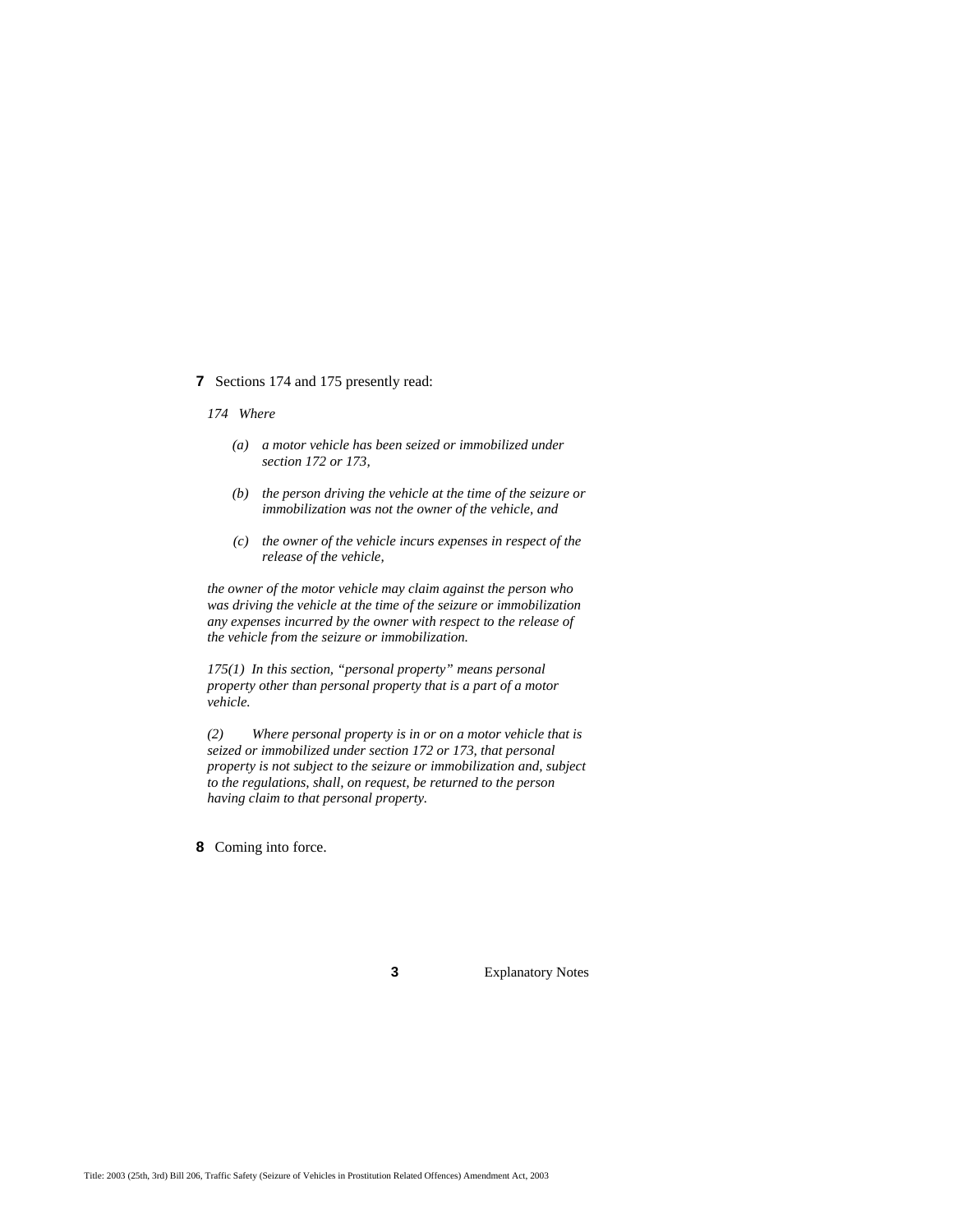**7** Sections 174 and 175 presently read:

*174 Where*

- *(a) a motor vehicle has been seized or immobilized under section 172 or 173,*
- *(b) the person driving the vehicle at the time of the seizure or immobilization was not the owner of the vehicle, and*
- *(c) the owner of the vehicle incurs expenses in respect of the release of the vehicle,*

*the owner of the motor vehicle may claim against the person who was driving the vehicle at the time of the seizure or immobilization any expenses incurred by the owner with respect to the release of the vehicle from the seizure or immobilization.*

*175(1) In this section, "personal property" means personal property other than personal property that is a part of a motor vehicle.*

*(2) Where personal property is in or on a motor vehicle that is seized or immobilized under section 172 or 173, that personal property is not subject to the seizure or immobilization and, subject to the regulations, shall, on request, be returned to the person having claim to that personal property.*

**8** Coming into force.